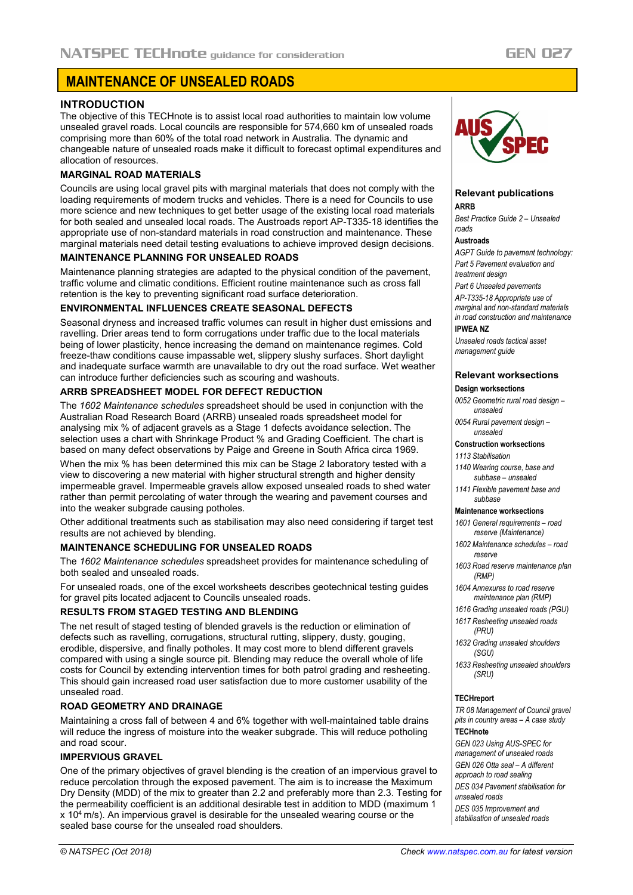# MAINTENANCE OF UNSEALED ROADS

## INTRODUCTION

The objective of this TECHnote is to assist local road authorities to maintain low volume unsealed gravel roads. Local councils are responsible for 574,660 km of unsealed roads comprising more than 60% of the total road network in Australia. The dynamic and changeable nature of unsealed roads make it difficult to forecast optimal expenditures and allocation of resources.

### MARGINAL ROAD MATERIALS

Councils are using local gravel pits with marginal materials that does not comply with the loading requirements of modern trucks and vehicles. There is a need for Councils to use more science and new techniques to get better usage of the existing local road materials for both sealed and unsealed local roads. The Austroads report AP-T335-18 identifies the appropriate use of non-standard materials in road construction and maintenance. These marginal materials need detail testing evaluations to achieve improved design decisions.

### MAINTENANCE PLANNING FOR UNSEALED ROADS

Maintenance planning strategies are adapted to the physical condition of the pavement, traffic volume and climatic conditions. Efficient routine maintenance such as cross fall retention is the key to preventing significant road surface deterioration.

### ENVIRONMENTAL INFLUENCES CREATE SEASONAL DEFECTS

Seasonal dryness and increased traffic volumes can result in higher dust emissions and ravelling. Drier areas tend to form corrugations under traffic due to the local materials being of lower plasticity, hence increasing the demand on maintenance regimes. Cold freeze-thaw conditions cause impassable wet, slippery slushy surfaces. Short daylight and inadequate surface warmth are unavailable to dry out the road surface. Wet weather can introduce further deficiencies such as scouring and washouts.

### ARRB SPREADSHEET MODEL FOR DEFECT REDUCTION

The *1602 Maintenance schedules* spreadsheet should be used in conjunction with the Australian Road Research Board (ARRB) unsealed roads spreadsheet model for analysing mix % of adjacent gravels as a Stage 1 defects avoidance selection. The selection uses a chart with Shrinkage Product % and Grading Coefficient. The chart is based on many defect observations by Paige and Greene in South Africa circa 1969.

When the mix % has been determined this mix can be Stage 2 laboratory tested with a view to discovering a new material with higher structural strength and higher density impermeable gravel. Impermeable gravels allow exposed unsealed roads to shed water rather than permit percolating of water through the wearing and pavement courses and into the weaker subgrade causing potholes.

Other additional treatments such as stabilisation may also need considering if target test results are not achieved by blending.

### MAINTENANCE SCHEDULING FOR UNSEALED ROADS

The *1602 Maintenance schedules* spreadsheet provides for maintenance scheduling of both sealed and unsealed roads.

For unsealed roads, one of the excel worksheets describes geotechnical testing guides for gravel pits located adjacent to Councils unsealed roads.

### RESULTS FROM STAGED TESTING AND BLENDING

The net result of staged testing of blended gravels is the reduction or elimination of defects such as ravelling, corrugations, structural rutting, slippery, dusty, gouging, erodible, dispersive, and finally potholes. It may cost more to blend different gravels compared with using a single source pit. Blending may reduce the overall whole of life costs for Council by extending intervention times for both patrol grading and resheeting. This should gain increased road user satisfaction due to more customer usability of the unsealed road.

### ROAD GEOMETRY AND DRAINAGE

Maintaining a cross fall of between 4 and 6% together with well-maintained table drains will reduce the ingress of moisture into the weaker subgrade. This will reduce potholing and road scour.

### IMPERVIOUS GRAVEL

One of the primary objectives of gravel blending is the creation of an impervious gravel to reduce percolation through the exposed pavement. The aim is to increase the Maximum Dry Density (MDD) of the mix to greater than 2.2 and preferably more than 2.3. Testing for the permeability coefficient is an additional desirable test in addition to MDD (maximum 1 x $10^4$ m/s). An impervious gravel is desirable for the unsealed wearing course or the sealed base course for the unsealed road shoulders.

---

### Relevant publications

**ARRB**

*Best Practice Guide 2 – Unsealed roads*

**Austroads**

*AGPT Guide to pavement technology: Part 5 Pavement evaluation and treatment design*

*Part 6 Unsealed pavements*

*AP-T335-18 Appropriate use of marginal and non-standard materials in road construction and maintenance*

**IPWEA NZ**

*Unsealed roads tactical asset management guide*

### Relevant worksections

**Design worksections**

*0052 Geometric rural road design – unsealed*

*0054 Rural pavement design – unsealed*

**Construction worksections**

*1113 Stabilisation*

*1140 Wearing course, base and subbase – unsealed*

*1141 Flexible pavement base and subbase*

**Maintenance worksections**

*1601 General requirements – road reserve (Maintenance)*

*1602 Maintenance schedules – road reserve*

*1603 Road reserve maintenance plan (RMP)*

*1604 Annexures to road reserve maintenance plan (RMP)*

*1616 Grading unsealed roads (PGU)*

*1617 Resheeting unsealed roads (PRU)*

*1632 Grading unsealed shoulders (SGU)*

*1633 Resheeting unsealed shoulders (SRU)*

**TECHreport**

*TR 08 Management of Council gravel pits in country areas – A case study*

**TECHnote**

*GEN 023 Using AUS-SPEC for management of unsealed roads*

*GEN 026 Otta seal – A different approach to road sealing*

*DES 034 Pavement stabilisation for unsealed roads*

*DES 035 Improvement and stabilisation of unsealed roads*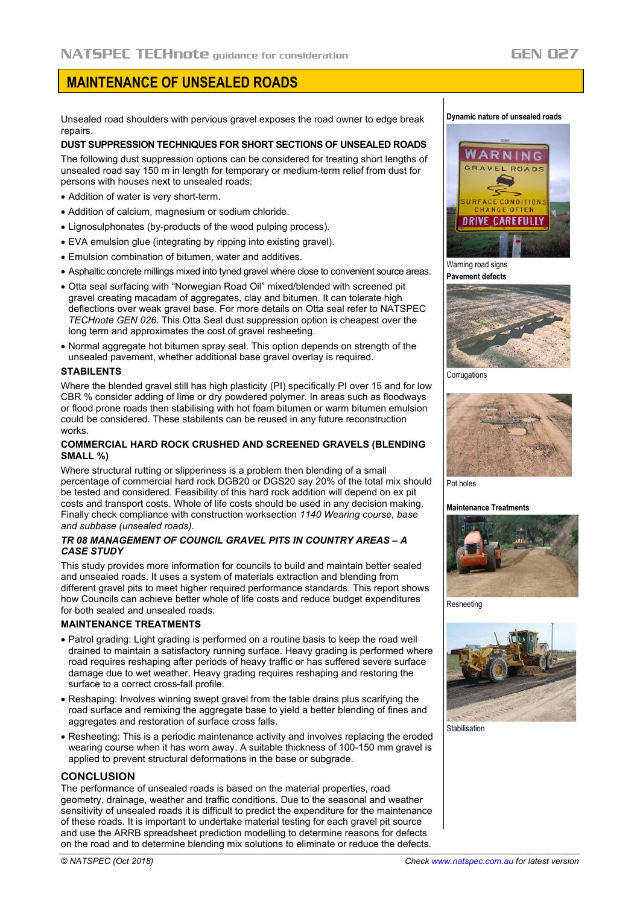Unsealed road shoulders with pervious gravel exposes the road owner to edge break repairs.

**DUST SUPPRESSION TECHNIQUES FOR SHORT SECTIONS OF UNSEALED ROADS**

The following dust suppression options can be considered for treating short lengths of unsealed road say 150 m in length for temporary or medium-term relief from dust for persons with houses next to unsealed roads:

- Addition of water is very short-term.
- Addition of calcium, magnesium or sodium chloride.
- Lignosulphonates (by-products of the wood pulping process).
- EVA emulsion glue (integrating by ripping into existing gravel).
- Emulsion combination of bitumen, water and additives.
- Asphaltic concrete millings mixed into tyned gravel where close to convenient source areas.
- Otta seal surfacing with "Norwegian Road Oil" mixed/blended with screened pit gravel creating macadam of aggregates, clay and bitumen. It can tolerate high deflections over weak gravel base. For more details on Otta seal refer to NATSPEC *TECHnote GEN 026*. This Otta Seal dust suppression option is cheapest over the long term and approximates the cost of gravel resheeting.
- Normal aggregate hot bitumen spray seal. This option depends on strength of the unsealed pavement, whether additional base gravel overlay is required.

**STABILENTS**

Where the blended gravel still has high plasticity (PI) specifically PI over 15 and for low CBR % consider adding of lime or dry powdered polymer. In areas such as floodways or flood prone roads then stabilising with hot foam bitumen or warm bitumen emulsion could be considered. These stabilents can be reused in any future reconstruction works.

**COMMERCIAL HARD ROCK CRUSHED AND SCREENED GRAVELS (BLENDING SMALL %)**

Where structural rutting or slipperiness is a problem then blending of a small percentage of commercial hard rock DGB20 or DGS20 say 20% of the total mix should be tested and considered. Feasibility of this hard rock addition will depend on ex pit costs and transport costs. Whole of life costs should be used in any decision making. Finally check compliance with construction worksection *1140 Wearing course, base and subbase (unsealed roads).*

***TR 08 MANAGEMENT OF COUNCIL GRAVEL PITS IN COUNTRY AREAS – A CASE STUDY***

This study provides more information for councils to build and maintain better sealed and unsealed roads. It uses a system of materials extraction and blending from different gravel pits to meet higher required performance standards. This report shows how Councils can achieve better whole of life costs and reduce budget expenditures for both sealed and unsealed roads.

**MAINTENANCE TREATMENTS**

- Patrol grading: Light grading is performed on a routine basis to keep the road well drained to maintain a satisfactory running surface. Heavy grading is performed where road requires reshaping after periods of heavy traffic or has suffered severe surface damage due to wet weather. Heavy grading requires reshaping and restoring the surface to a correct cross-fall profile.
- Reshaping: Involves winning swept gravel from the table drains plus scarifying the road surface and remixing the aggregate base to yield a better blending of fines and aggregates and restoration of surface cross falls.
- Resheeting: This is a periodic maintenance activity and involves replacing the eroded wearing course when it has worn away. A suitable thickness of 100-150 mm gravel is applied to prevent structural deformations in the base or subgrade.

## CONCLUSION

The performance of unsealed roads is based on the material properties, road geometry, drainage, weather and traffic conditions. Due to the seasonal and weather sensitivity of unsealed roads it is difficult to predict the expenditure for the maintenance of these roads. It is important to undertake material testing for each gravel pit source and use the ARRB spreadsheet prediction modelling to determine reasons for defects on the road and to determine blending mix solutions to eliminate or reduce the defects.

**Dynamic nature of unsealed roads**

Warning road signs

**Pavement defects**

Corrugations

Pot holes

**Maintenance Treatments**

Resheeting

Stabilisation